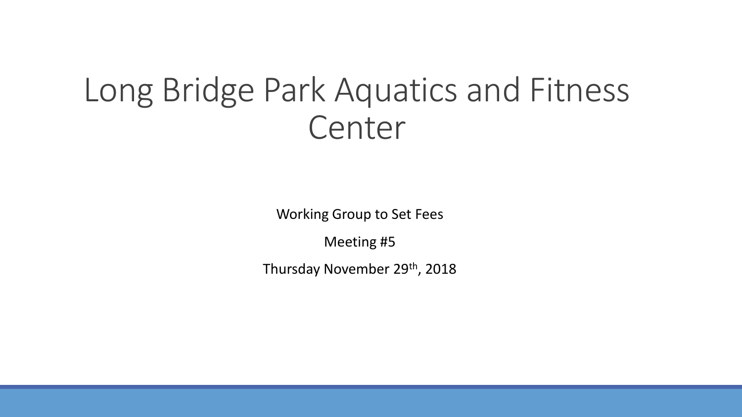# Long Bridge Park Aquatics and Fitness Center

Working Group to Set Fees

Meeting #5

Thursday November 29th, 2018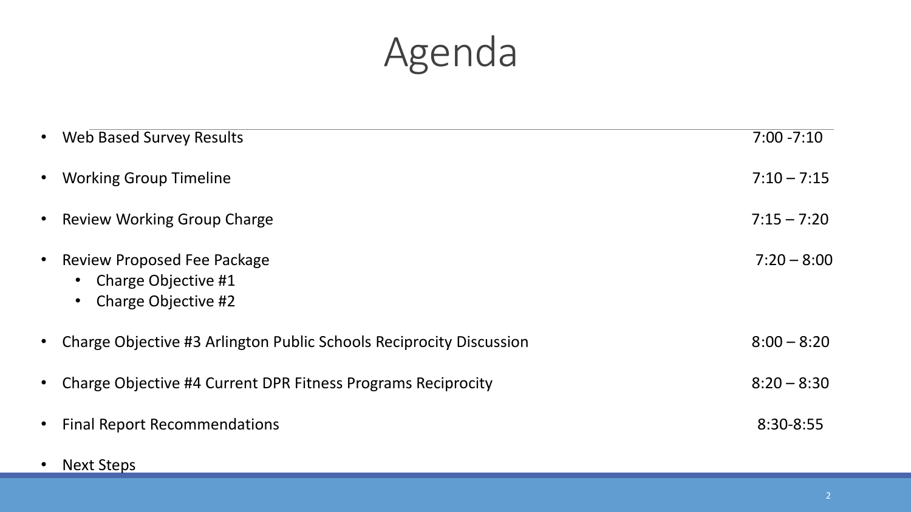# Agenda

| | |
|---|---|
| Web Based Survey Results | 7:00 -7:10 |
| Working Group Timeline | 7:10 – 7:15 |
| Review Working Group Charge | 7:15 – 7:20 |
| Review Proposed Fee Package<br>• Charge Objective #1<br>• Charge Objective #2 | 7:20 – 8:00 |
| Charge Objective #3 Arlington Public Schools Reciprocity Discussion | 8:00 – 8:20 |
| Charge Objective #4 Current DPR Fitness Programs Reciprocity | 8:20 – 8:30 |
| Final Report Recommendations | 8:30-8:55 |
| Next Steps | |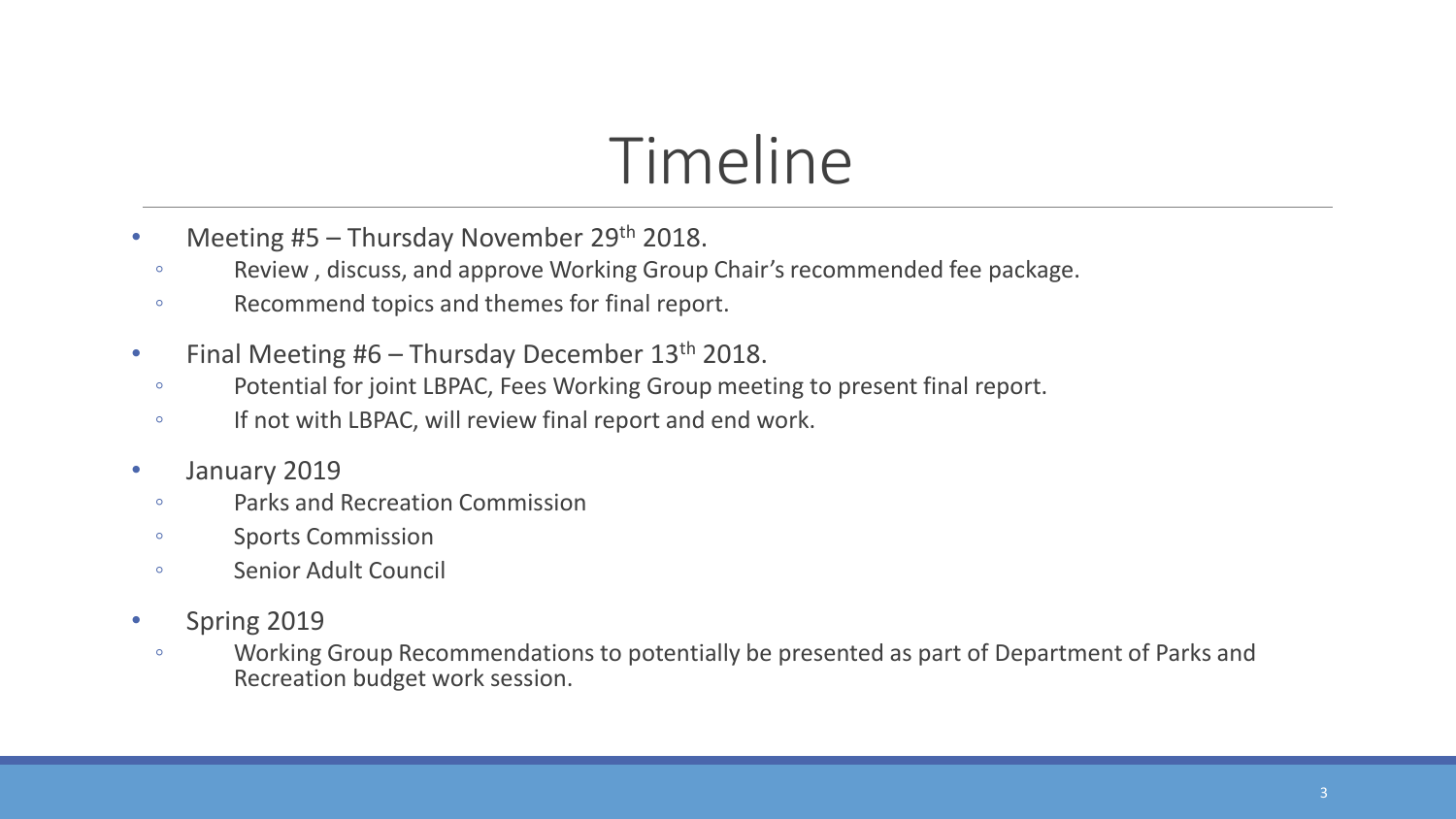# Timeline

- Meeting #5 – Thursday November 29th 2018.
  - Review , discuss, and approve Working Group Chair's recommended fee package.
  - Recommend topics and themes for final report.
- Final Meeting #6 – Thursday December 13th 2018.
  - Potential for joint LBPAC, Fees Working Group meeting to present final report.
  - If not with LBPAC, will review final report and end work.
- January 2019
  - Parks and Recreation Commission
  - Sports Commission
  - Senior Adult Council
- Spring 2019
  - Working Group Recommendations to potentially be presented as part of Department of Parks and Recreation budget work session.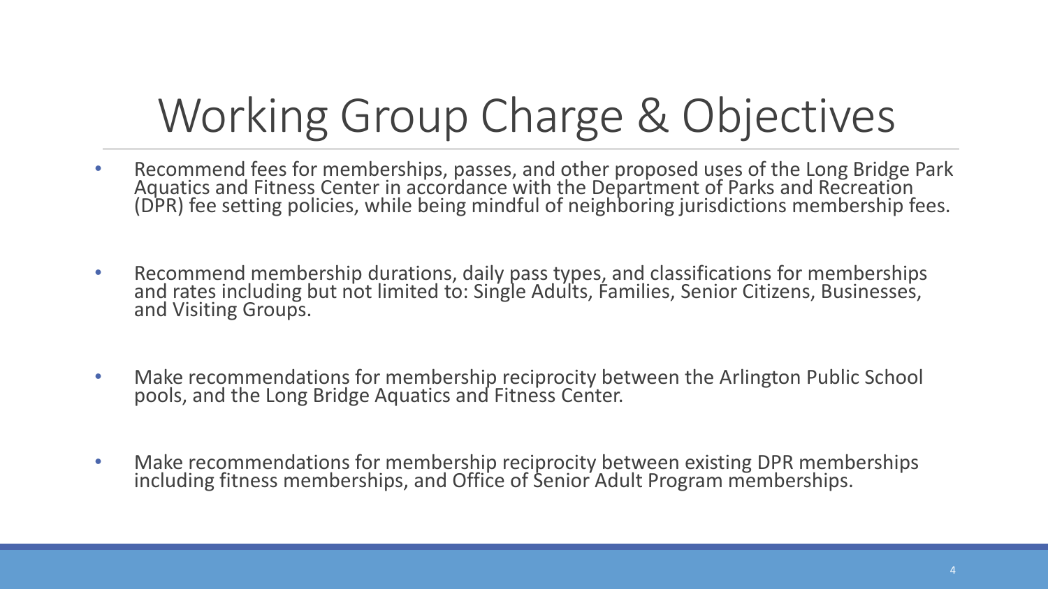# Working Group Charge & Objectives

- Recommend fees for memberships, passes, and other proposed uses of the Long Bridge Park Aquatics and Fitness Center in accordance with the Department of Parks and Recreation (DPR) fee setting policies, while being mindful of neighboring jurisdictions membership fees.
- Recommend membership durations, daily pass types, and classifications for memberships and rates including but not limited to: Single Adults, Families, Senior Citizens, Businesses, and Visiting Groups.
- Make recommendations for membership reciprocity between the Arlington Public School pools, and the Long Bridge Aquatics and Fitness Center.
- Make recommendations for membership reciprocity between existing DPR memberships including fitness memberships, and Office of Senior Adult Program memberships.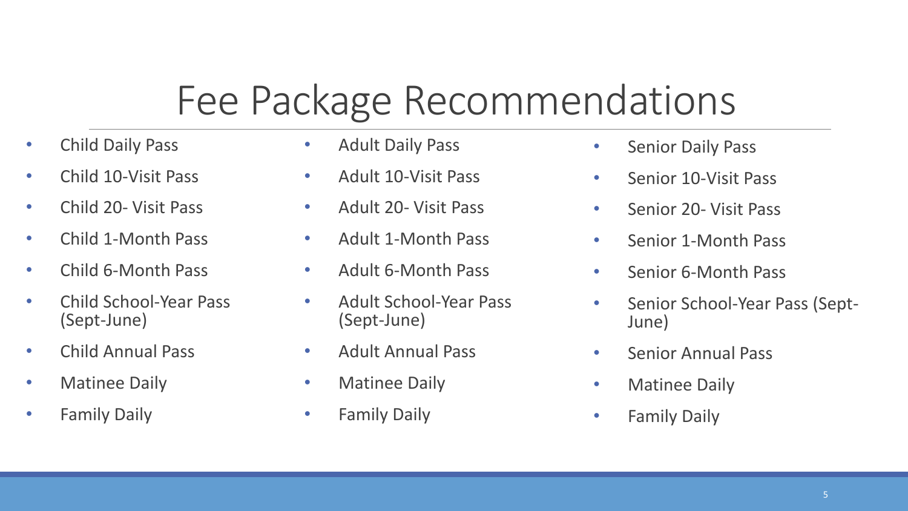# Fee Package Recommendations

- Child Daily Pass
- Child 10-Visit Pass
- Child 20- Visit Pass
- Child 1-Month Pass
- Child 6-Month Pass
- Child School-Year Pass (Sept-June)
- Child Annual Pass
- Matinee Daily
- Family Daily

- Adult Daily Pass
- Adult 10-Visit Pass
- Adult 20- Visit Pass
- Adult 1-Month Pass
- Adult 6-Month Pass
- Adult School-Year Pass (Sept-June)
- Adult Annual Pass
- Matinee Daily
- Family Daily

- Senior Daily Pass
- Senior 10-Visit Pass
- Senior 20- Visit Pass
- Senior 1-Month Pass
- Senior 6-Month Pass
- Senior School-Year Pass (Sept-June)
- Senior Annual Pass
- Matinee Daily
- Family Daily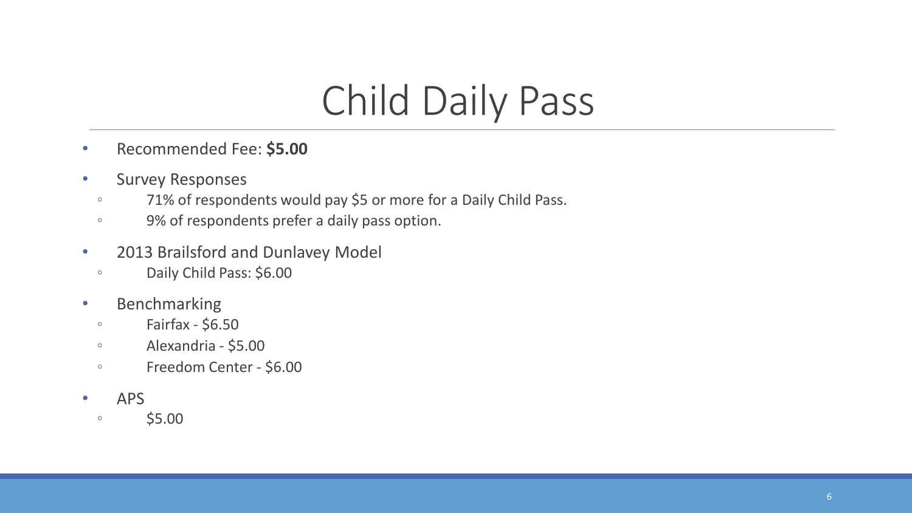# Child Daily Pass

- Recommended Fee: **$5.00**
- Survey Responses
  - 71% of respondents would pay $5 or more for a Daily Child Pass.
  - 9% of respondents prefer a daily pass option.
- 2013 Brailsford and Dunlavey Model
  - Daily Child Pass: $6.00
- Benchmarking
  - Fairfax - $6.50
  - Alexandria - $5.00
  - Freedom Center - $6.00
- APS
  - $5.00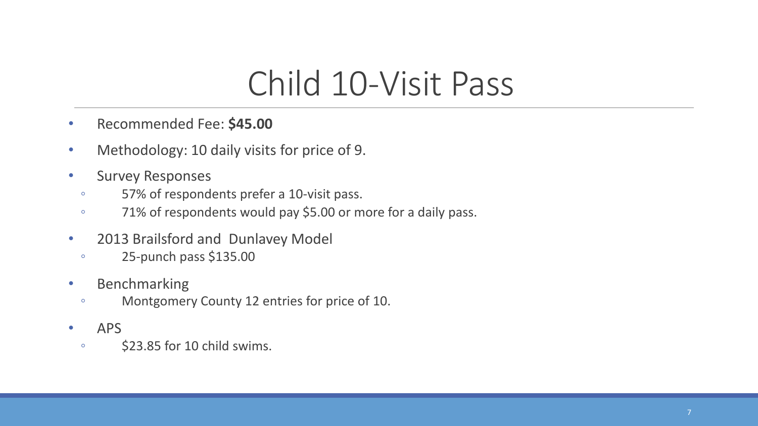# Child 10-Visit Pass

- Recommended Fee: **$45.00**
- Methodology: 10 daily visits for price of 9.
- Survey Responses
  - 57% of respondents prefer a 10-visit pass.
  - 71% of respondents would pay $5.00 or more for a daily pass.
- 2013 Brailsford and Dunlavey Model
  - 25-punch pass $135.00
- Benchmarking
  - Montgomery County 12 entries for price of 10.
- APS
  - $23.85 for 10 child swims.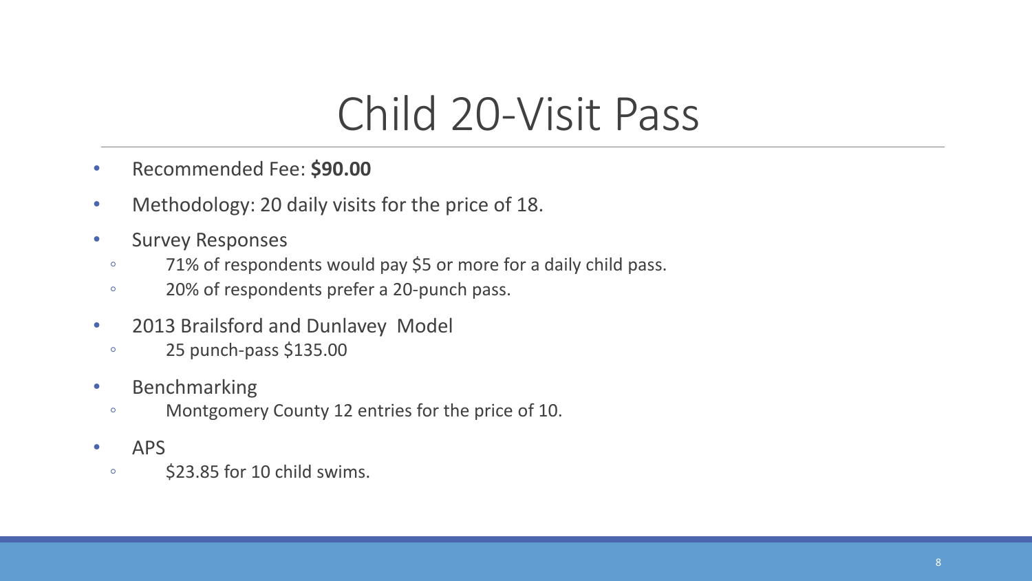# Child 20-Visit Pass

- Recommended Fee: **$90.00**
- Methodology: 20 daily visits for the price of 18.
- Survey Responses
  - 71% of respondents would pay $5 or more for a daily child pass.
  - 20% of respondents prefer a 20-punch pass.
- 2013 Brailsford and Dunlavey Model
  - 25 punch-pass $135.00
- Benchmarking
  - Montgomery County 12 entries for the price of 10.
- APS
  - $23.85 for 10 child swims.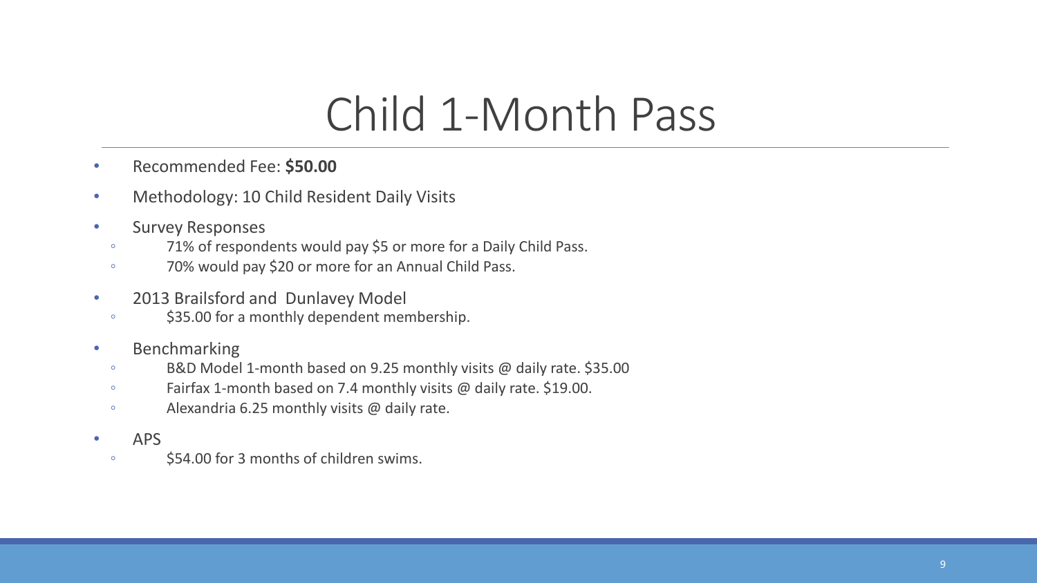# Child 1-Month Pass

- Recommended Fee: **$50.00**
- Methodology: 10 Child Resident Daily Visits
- Survey Responses
  - 71% of respondents would pay $5 or more for a Daily Child Pass.
  - 70% would pay $20 or more for an Annual Child Pass.
- 2013 Brailsford and Dunlavey Model
  - $35.00 for a monthly dependent membership.
- Benchmarking
  - B&D Model 1-month based on 9.25 monthly visits @ daily rate. $35.00
  - Fairfax 1-month based on 7.4 monthly visits @ daily rate. $19.00.
  - Alexandria 6.25 monthly visits @ daily rate.
- APS
  - $54.00 for 3 months of children swims.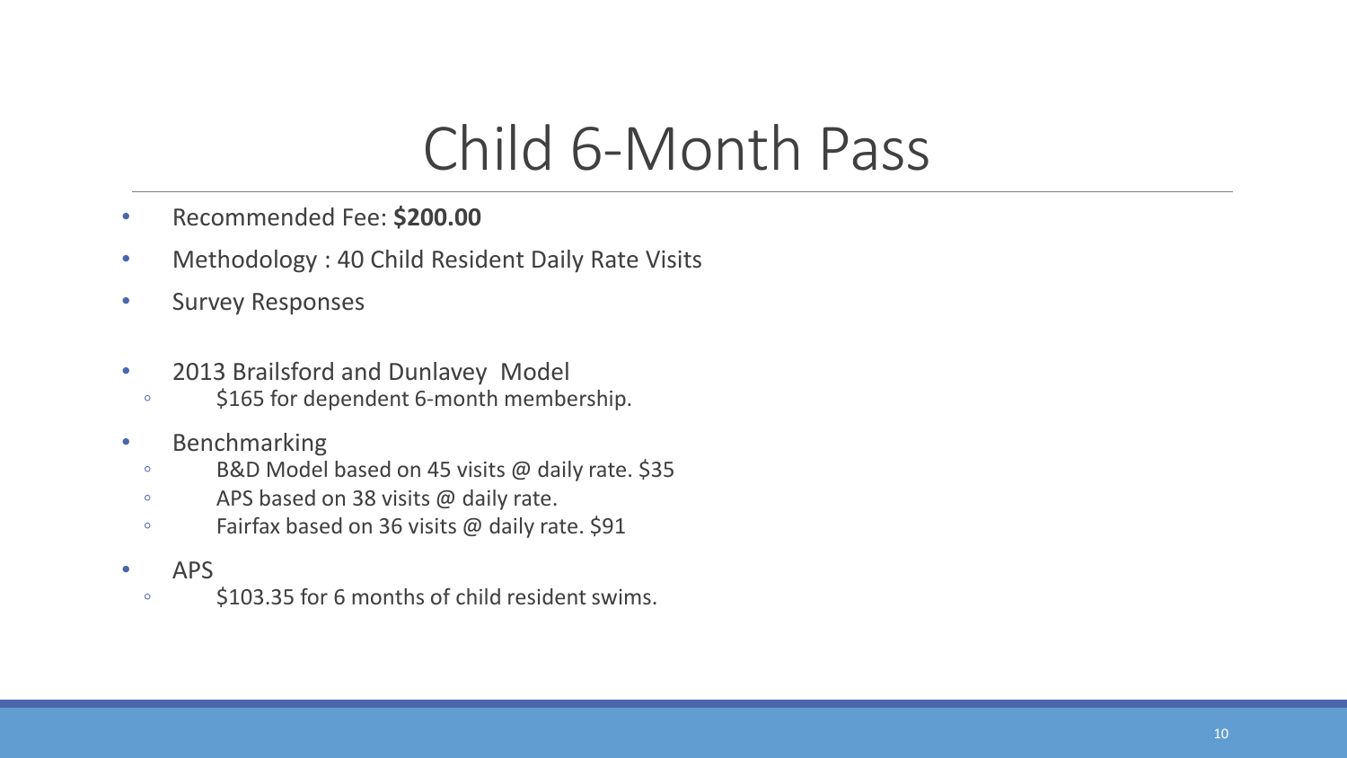# Child 6-Month Pass

- Recommended Fee: **$200.00**
- Methodology : 40 Child Resident Daily Rate Visits
- Survey Responses

- 2013 Brailsford and Dunlavey Model
  - $165 for dependent 6-month membership.
- Benchmarking
  - B&D Model based on 45 visits @ daily rate. $35
  - APS based on 38 visits @ daily rate.
  - Fairfax based on 36 visits @ daily rate. $91
- APS
  - $103.35 for 6 months of child resident swims.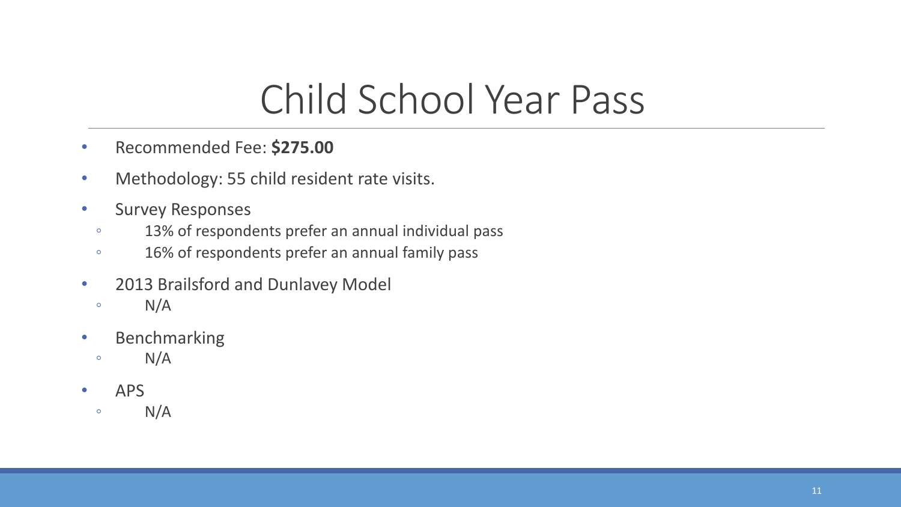# Child School Year Pass

- Recommended Fee: **$275.00**
- Methodology: 55 child resident rate visits.
- Survey Responses
  - 13% of respondents prefer an annual individual pass
  - 16% of respondents prefer an annual family pass
- 2013 Brailsford and Dunlavey Model
  - N/A
- Benchmarking
  - N/A
- APS
  - N/A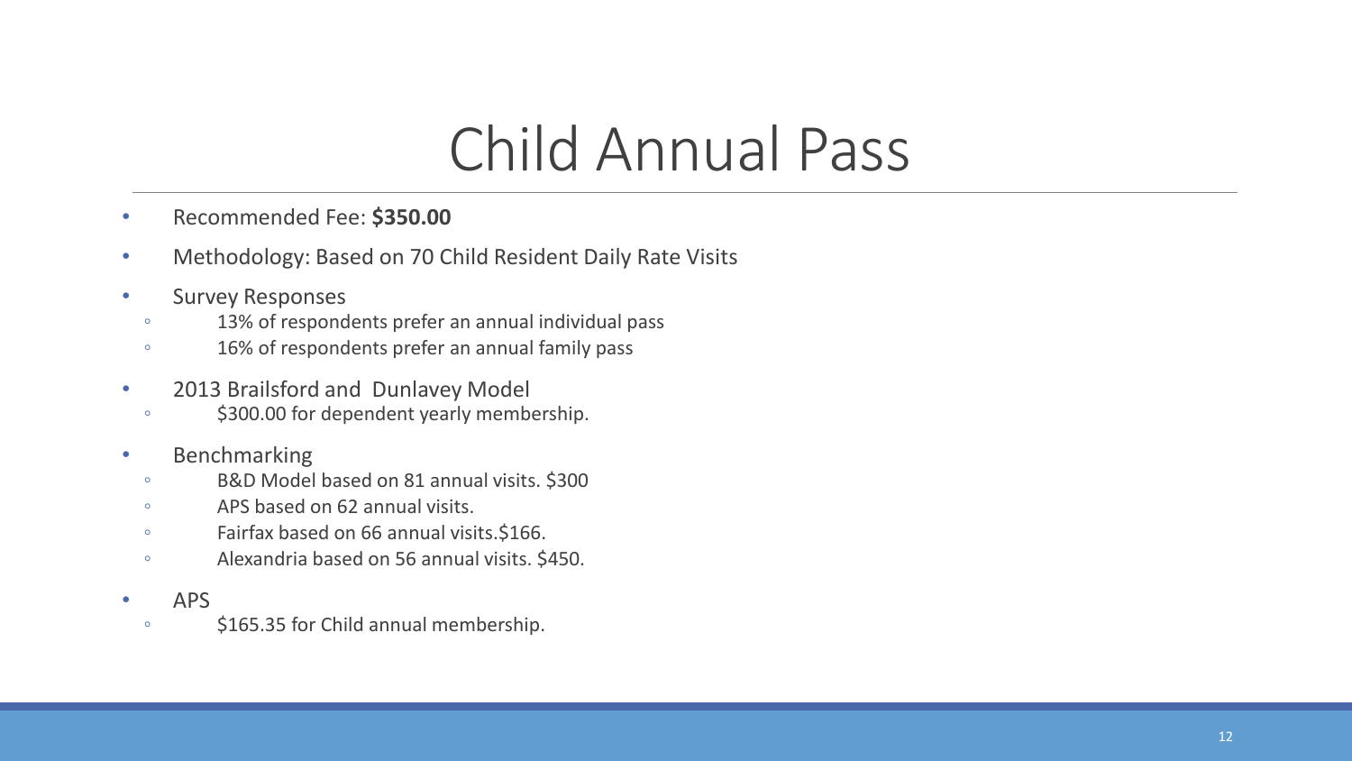# Child Annual Pass

- Recommended Fee: **$350.00**
- Methodology: Based on 70 Child Resident Daily Rate Visits
- Survey Responses
  - 13% of respondents prefer an annual individual pass
  - 16% of respondents prefer an annual family pass
- 2013 Brailsford and Dunlavey Model
  - $300.00 for dependent yearly membership.
- Benchmarking
  - B&D Model based on 81 annual visits. $300
  - APS based on 62 annual visits.
  - Fairfax based on 66 annual visits.$166.
  - Alexandria based on 56 annual visits. $450.
- APS
  - $165.35 for Child annual membership.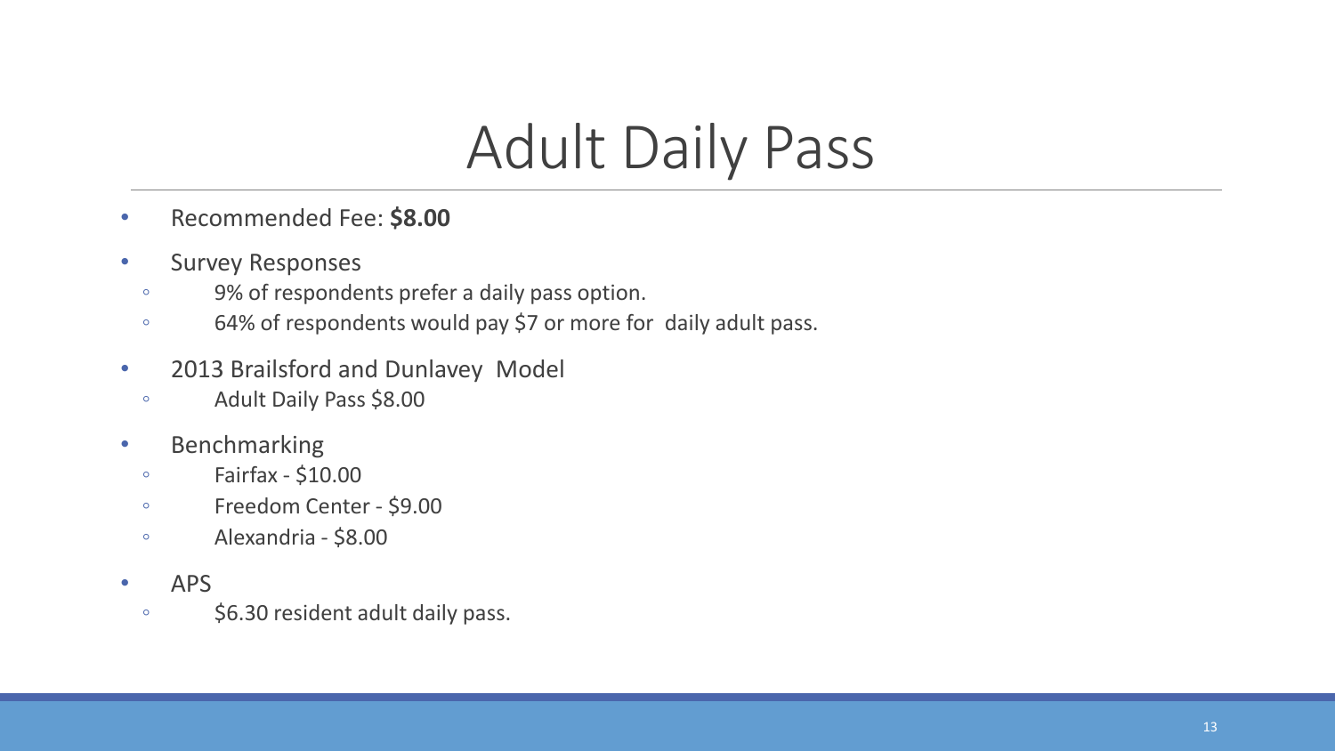# Adult Daily Pass

- Recommended Fee: **$8.00**
- Survey Responses
  - 9% of respondents prefer a daily pass option.
  - 64% of respondents would pay $7 or more for  daily adult pass.
- 2013 Brailsford and Dunlavey  Model
  - Adult Daily Pass $8.00
- Benchmarking
  - Fairfax - $10.00
  - Freedom Center - $9.00
  - Alexandria - $8.00
- APS
  - $6.30 resident adult daily pass.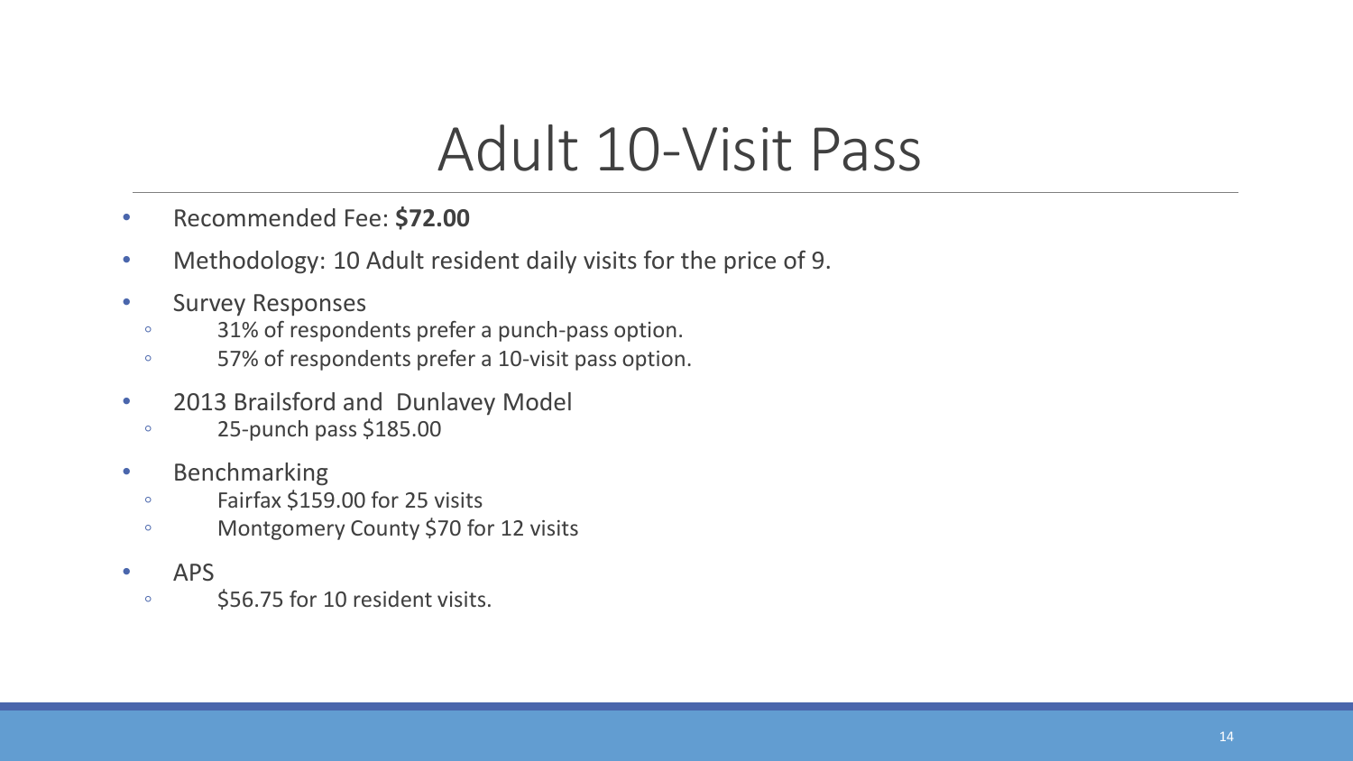# Adult 10-Visit Pass

- Recommended Fee: **$72.00**
- Methodology: 10 Adult resident daily visits for the price of 9.
- Survey Responses
  - 31% of respondents prefer a punch-pass option.
  - 57% of respondents prefer a 10-visit pass option.
- 2013 Brailsford and Dunlavey Model
  - 25-punch pass $185.00
- Benchmarking
  - Fairfax $159.00 for 25 visits
  - Montgomery County $70 for 12 visits
- APS
  - $56.75 for 10 resident visits.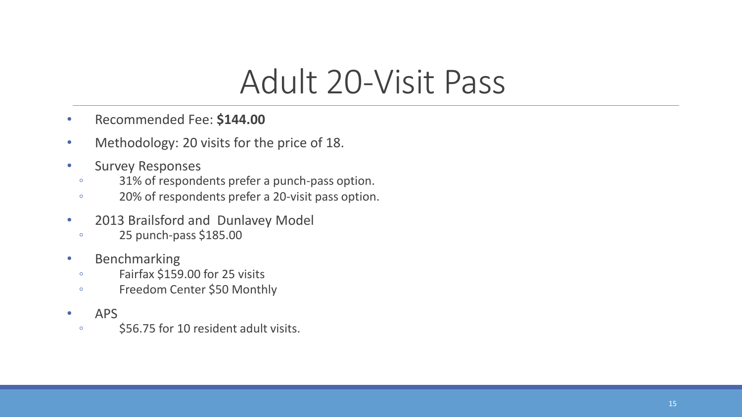# Adult 20-Visit Pass

- Recommended Fee: **$144.00**
- Methodology: 20 visits for the price of 18.
- Survey Responses
  - 31% of respondents prefer a punch-pass option.
  - 20% of respondents prefer a 20-visit pass option.
- 2013 Brailsford and Dunlavey Model
  - 25 punch-pass $185.00
- Benchmarking
  - Fairfax $159.00 for 25 visits
  - Freedom Center $50 Monthly
- APS
  - $56.75 for 10 resident adult visits.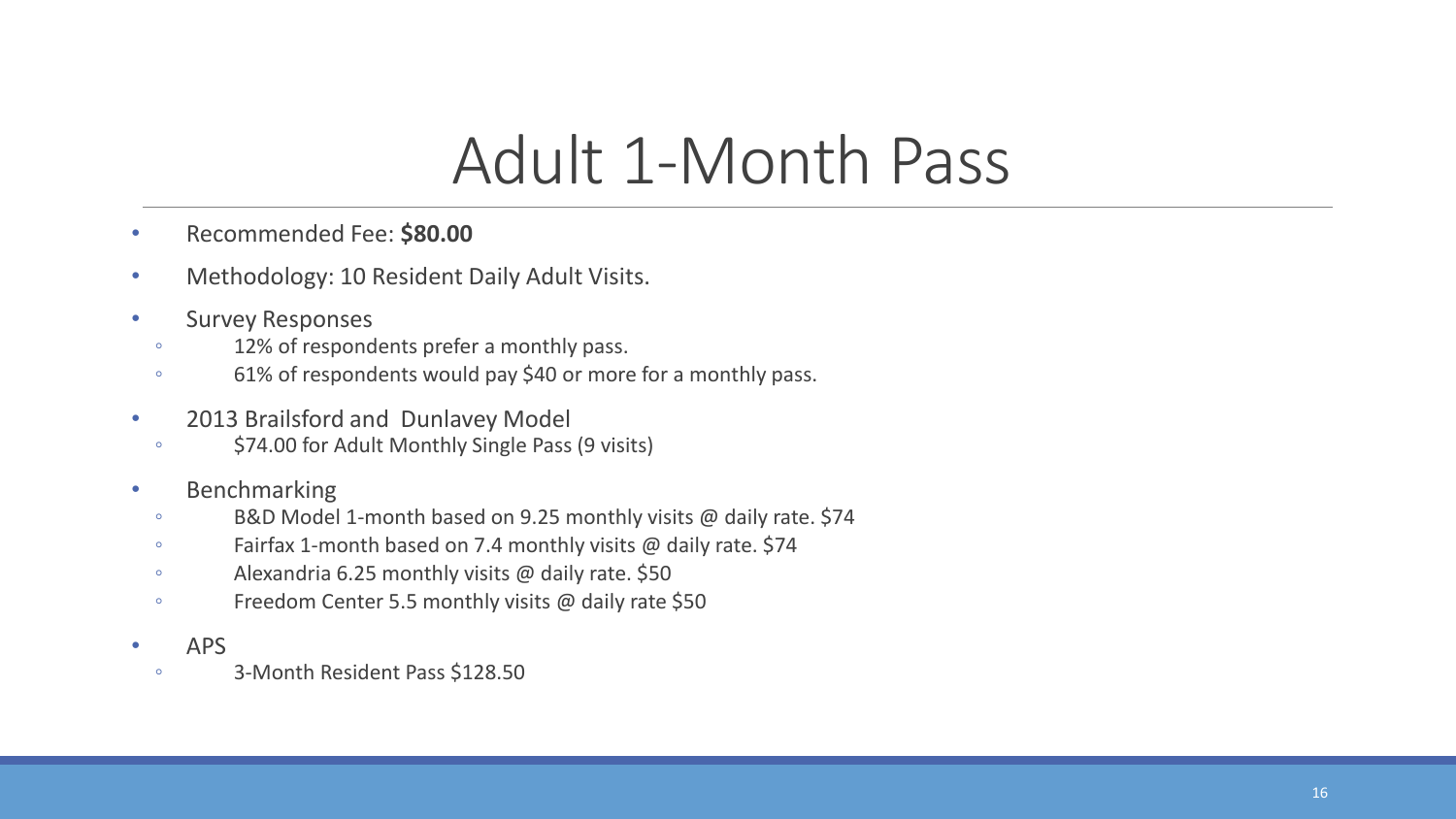# Adult 1-Month Pass

- Recommended Fee: **$80.00**
- Methodology: 10 Resident Daily Adult Visits.
- Survey Responses
  - 12% of respondents prefer a monthly pass.
  - 61% of respondents would pay $40 or more for a monthly pass.
- 2013 Brailsford and Dunlavey Model
  - $74.00 for Adult Monthly Single Pass (9 visits)
- Benchmarking
  - B&D Model 1-month based on 9.25 monthly visits @ daily rate. $74
  - Fairfax 1-month based on 7.4 monthly visits @ daily rate. $74
  - Alexandria 6.25 monthly visits @ daily rate. $50
  - Freedom Center 5.5 monthly visits @ daily rate $50
- APS
  - 3-Month Resident Pass $128.50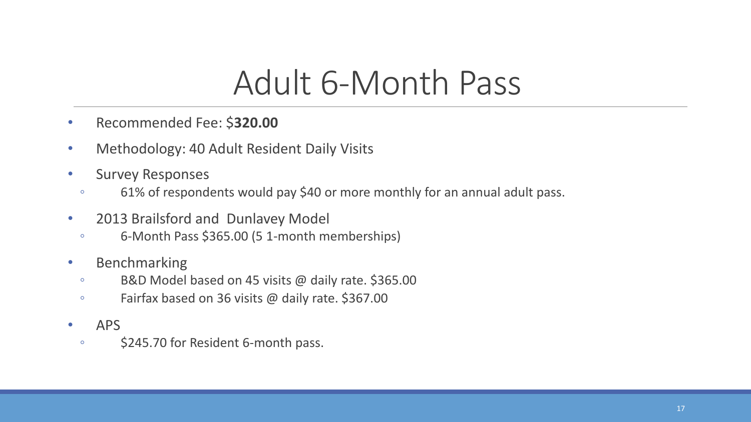# Adult 6-Month Pass

- Recommended Fee: $**320.00**
- Methodology: 40 Adult Resident Daily Visits
- Survey Responses
  - 61% of respondents would pay $40 or more monthly for an annual adult pass.
- 2013 Brailsford and Dunlavey Model
  - 6-Month Pass $365.00 (5 1-month memberships)
- Benchmarking
  - B&D Model based on 45 visits @ daily rate. $365.00
  - Fairfax based on 36 visits @ daily rate. $367.00
- APS
  - $245.70 for Resident 6-month pass.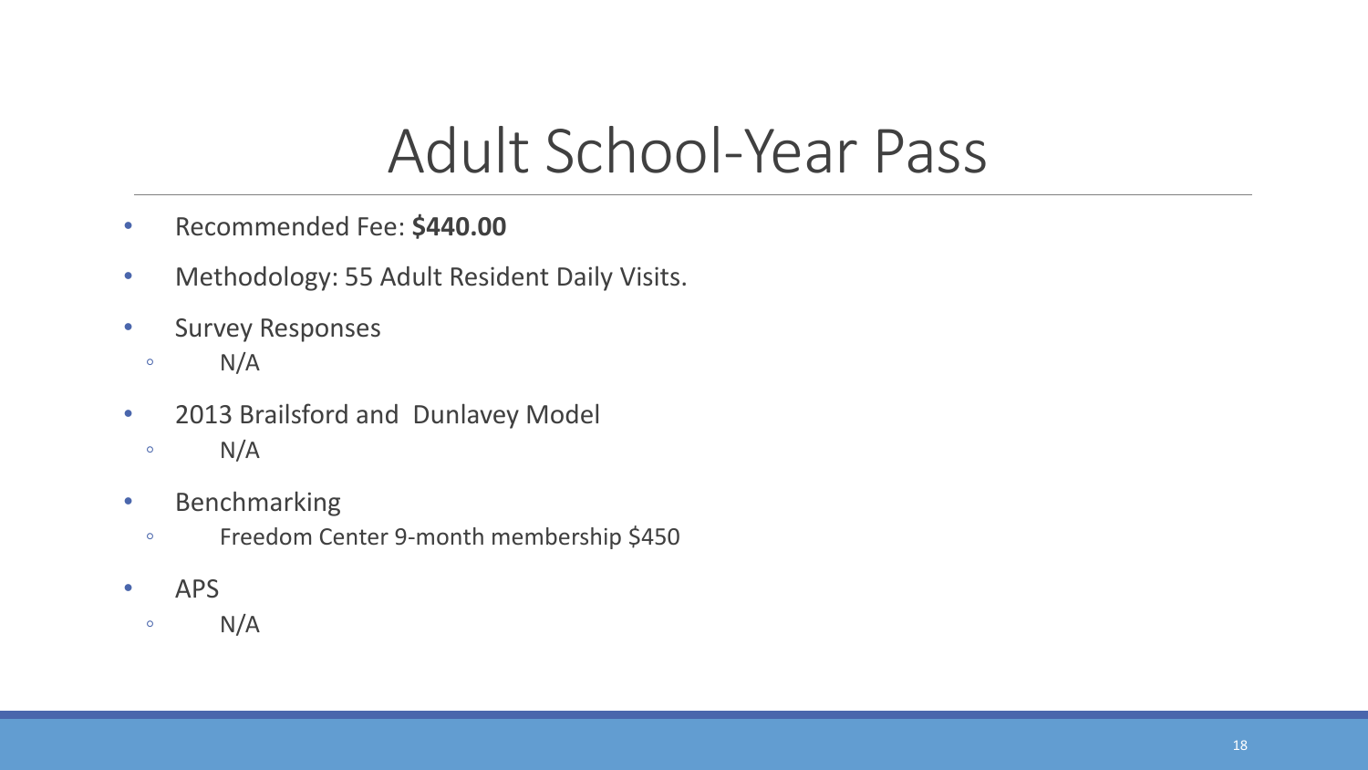# Adult School-Year Pass

- Recommended Fee: **$440.00**
- Methodology: 55 Adult Resident Daily Visits.
- Survey Responses
  - N/A
- 2013 Brailsford and  Dunlavey Model
  - N/A
- Benchmarking
  - Freedom Center 9-month membership $450
- APS
  - N/A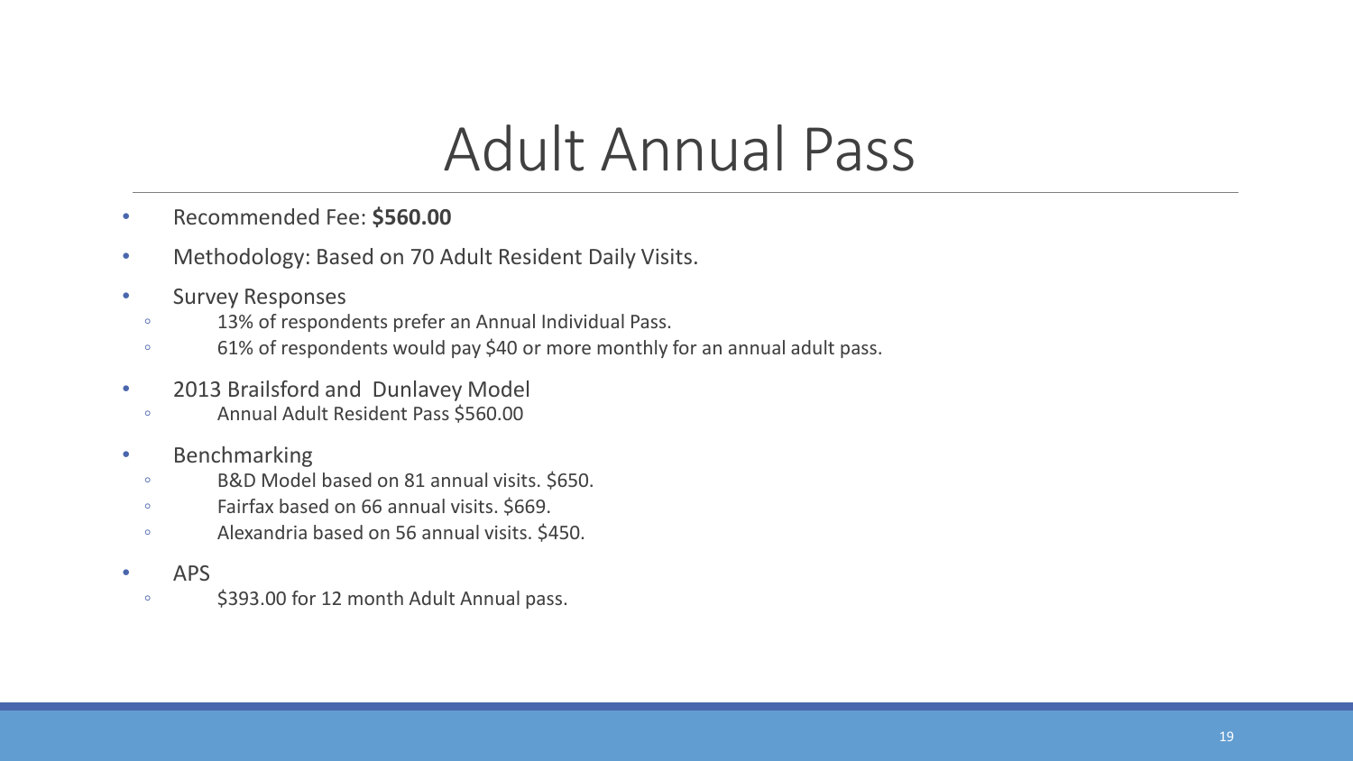# Adult Annual Pass

- Recommended Fee: **$560.00**
- Methodology: Based on 70 Adult Resident Daily Visits.
- Survey Responses
  - 13% of respondents prefer an Annual Individual Pass.
  - 61% of respondents would pay $40 or more monthly for an annual adult pass.
- 2013 Brailsford and Dunlavey Model
  - Annual Adult Resident Pass $560.00
- Benchmarking
  - B&D Model based on 81 annual visits. $650.
  - Fairfax based on 66 annual visits. $669.
  - Alexandria based on 56 annual visits. $450.
- APS
  - $393.00 for 12 month Adult Annual pass.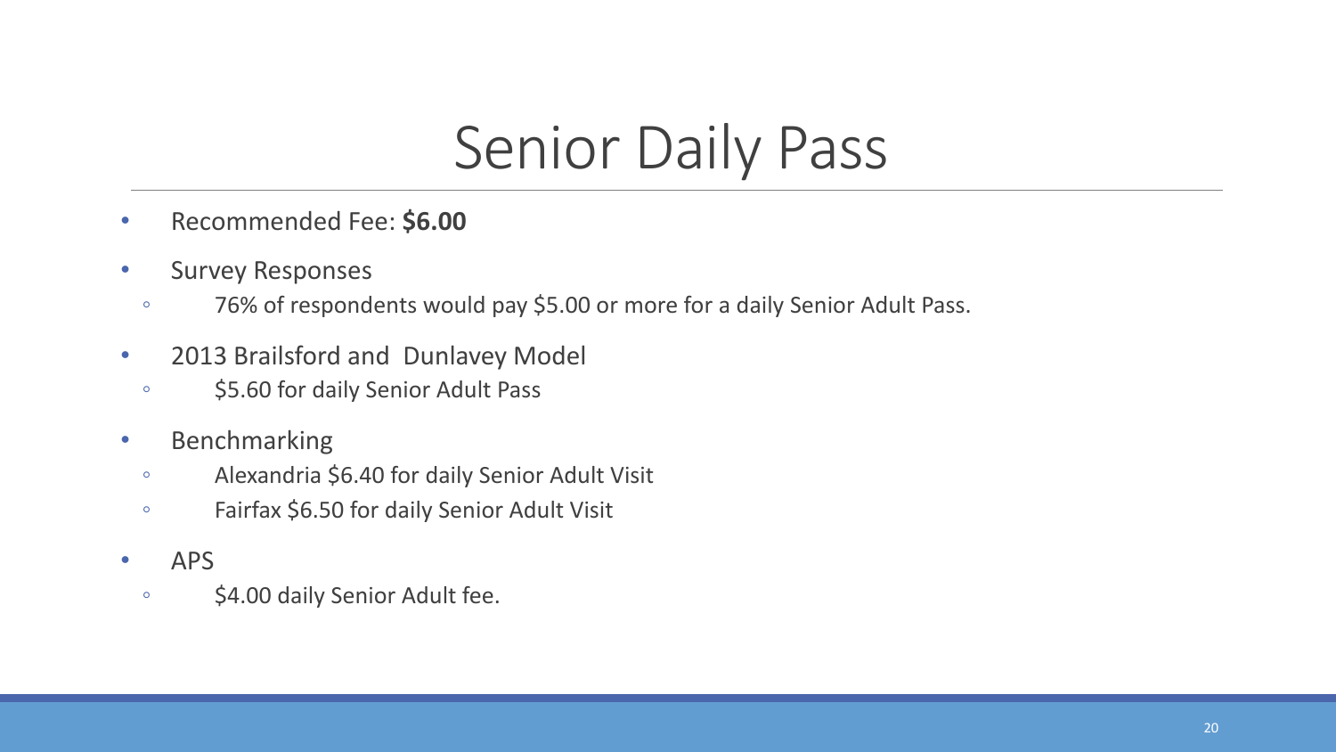# Senior Daily Pass

- Recommended Fee: **$6.00**
- Survey Responses
  - 76% of respondents would pay $5.00 or more for a daily Senior Adult Pass.
- 2013 Brailsford and Dunlavey Model
  - $5.60 for daily Senior Adult Pass
- Benchmarking
  - Alexandria $6.40 for daily Senior Adult Visit
  - Fairfax $6.50 for daily Senior Adult Visit
- APS
  - $4.00 daily Senior Adult fee.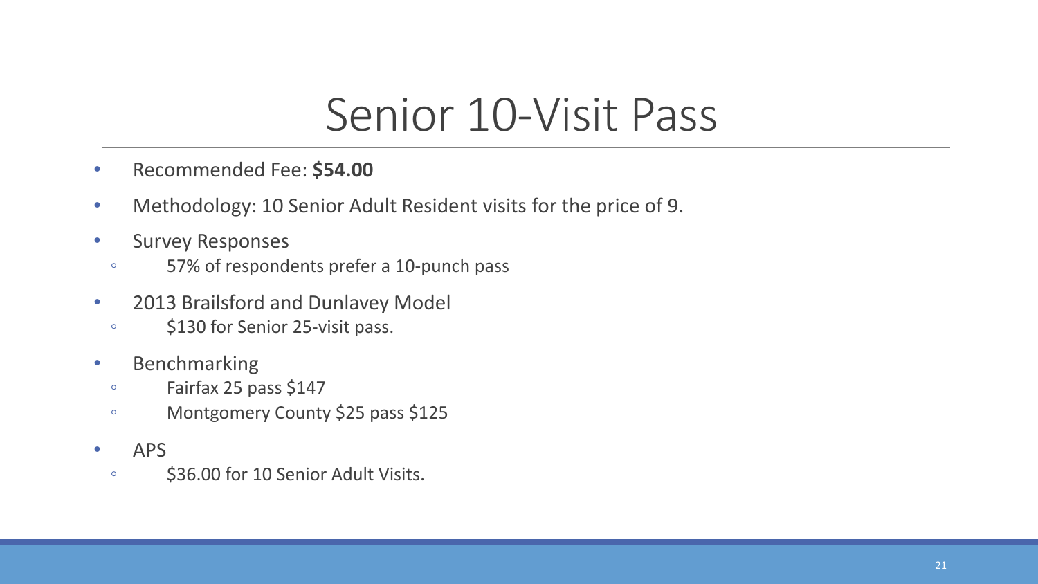# Senior 10-Visit Pass

- Recommended Fee: **$54.00**
- Methodology: 10 Senior Adult Resident visits for the price of 9.
- Survey Responses
  - 57% of respondents prefer a 10-punch pass
- 2013 Brailsford and Dunlavey Model
  - $130 for Senior 25-visit pass.
- Benchmarking
  - Fairfax 25 pass $147
  - Montgomery County $25 pass $125
- APS
  - $36.00 for 10 Senior Adult Visits.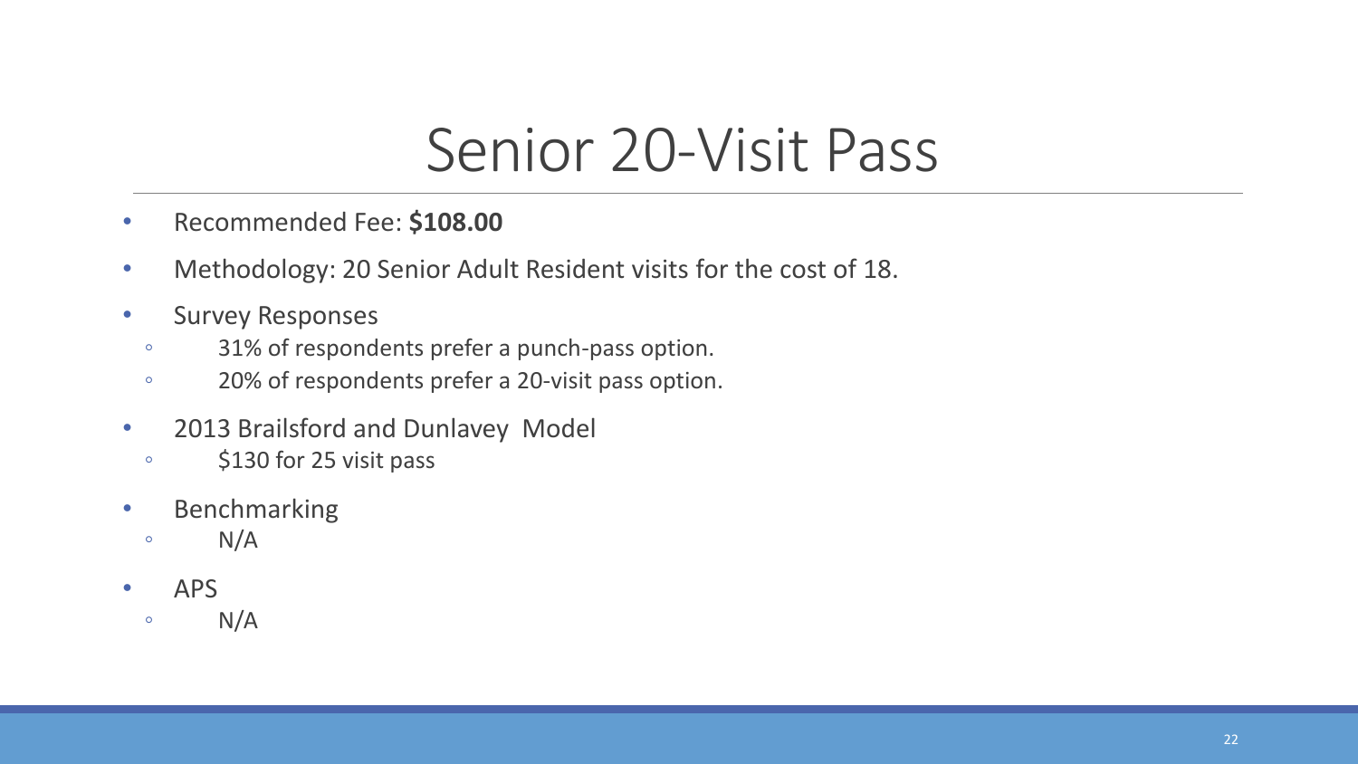# Senior 20-Visit Pass

- Recommended Fee: **$108.00**
- Methodology: 20 Senior Adult Resident visits for the cost of 18.
- Survey Responses
  - 31% of respondents prefer a punch-pass option.
  - 20% of respondents prefer a 20-visit pass option.
- 2013 Brailsford and Dunlavey Model
  - $130 for 25 visit pass
- Benchmarking
  - N/A
- APS
  - N/A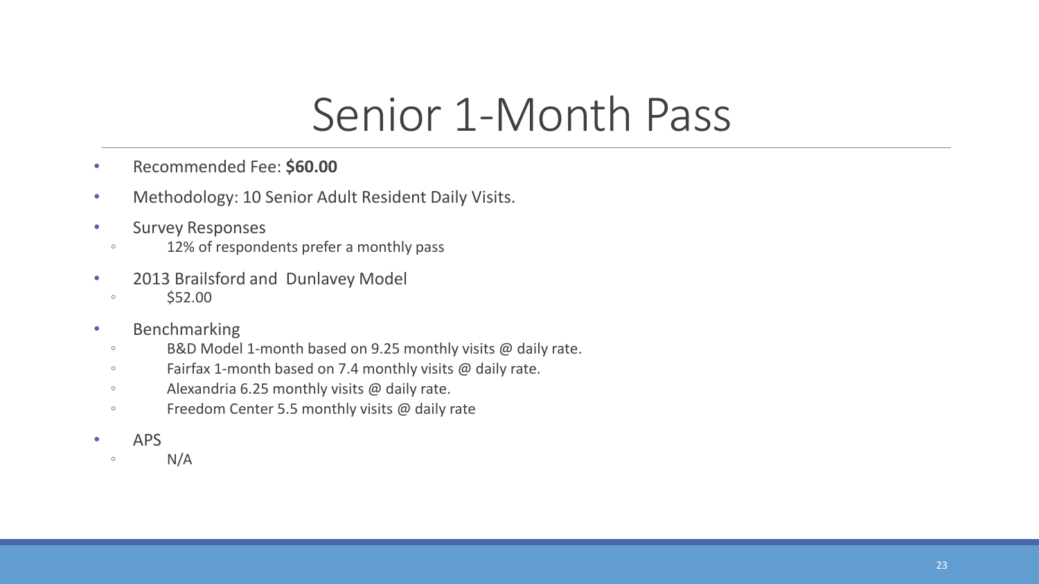# Senior 1-Month Pass

- Recommended Fee: **$60.00**
- Methodology: 10 Senior Adult Resident Daily Visits.
- Survey Responses
  - 12% of respondents prefer a monthly pass
- 2013 Brailsford and Dunlavey Model
  - $52.00
- Benchmarking
  - B&D Model 1-month based on 9.25 monthly visits @ daily rate.
  - Fairfax 1-month based on 7.4 monthly visits @ daily rate.
  - Alexandria 6.25 monthly visits @ daily rate.
  - Freedom Center 5.5 monthly visits @ daily rate
- APS
  - N/A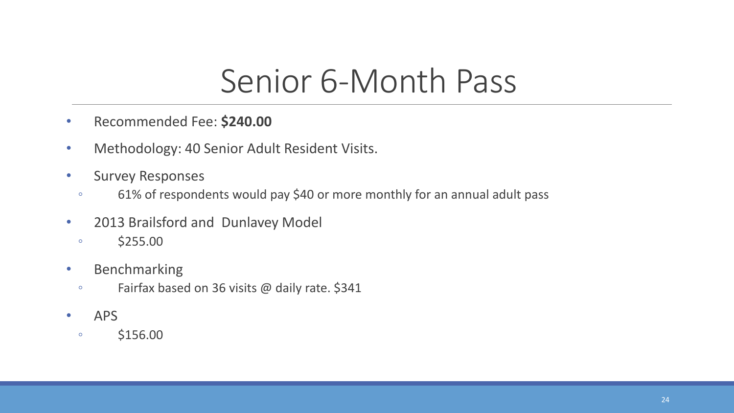# Senior 6-Month Pass

- Recommended Fee: **$240.00**
- Methodology: 40 Senior Adult Resident Visits.
- Survey Responses
  - 61% of respondents would pay $40 or more monthly for an annual adult pass
- 2013 Brailsford and  Dunlavey Model
  - $255.00
- Benchmarking
  - Fairfax based on 36 visits @ daily rate. $341
- APS
  - $156.00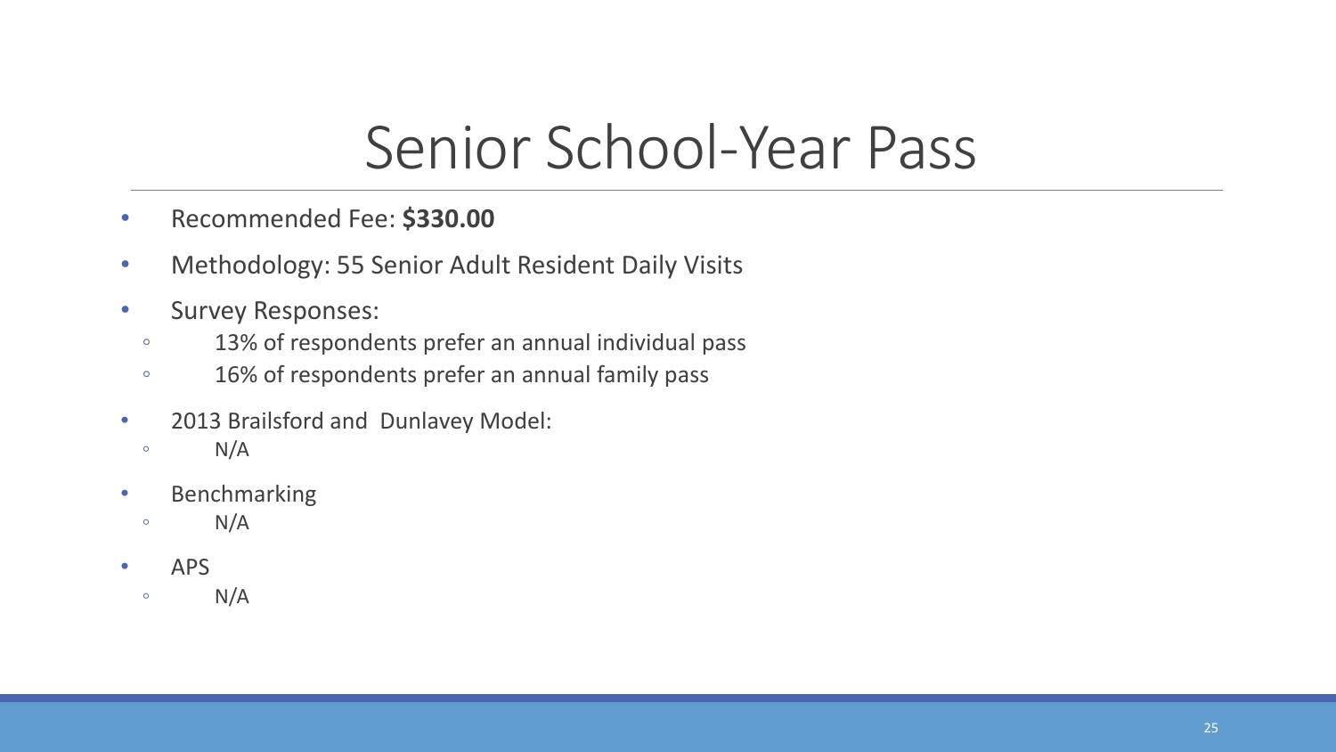# Senior School-Year Pass

- Recommended Fee: **$330.00**
- Methodology: 55 Senior Adult Resident Daily Visits
- Survey Responses:
  - 13% of respondents prefer an annual individual pass
  - 16% of respondents prefer an annual family pass
- 2013 Brailsford and Dunlavey Model:
  - N/A
- Benchmarking
  - N/A
- APS
  - N/A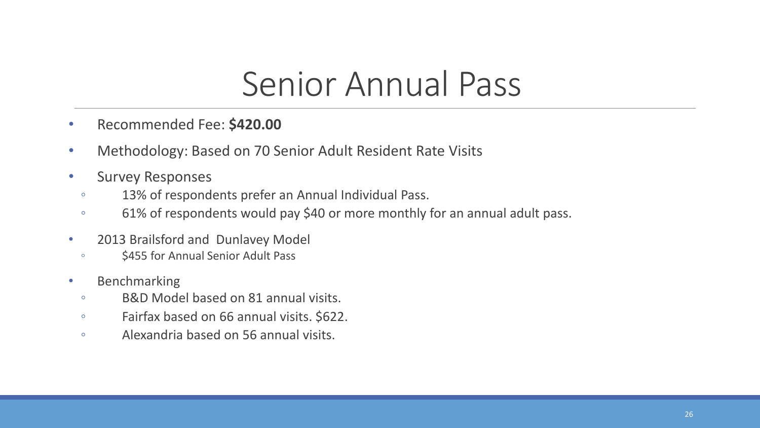# Senior Annual Pass

- Recommended Fee: **$420.00**
- Methodology: Based on 70 Senior Adult Resident Rate Visits
- Survey Responses
  - 13% of respondents prefer an Annual Individual Pass.
  - 61% of respondents would pay $40 or more monthly for an annual adult pass.
- 2013 Brailsford and Dunlavey Model
  - $455 for Annual Senior Adult Pass
- Benchmarking
  - B&D Model based on 81 annual visits.
  - Fairfax based on 66 annual visits. $622.
  - Alexandria based on 56 annual visits.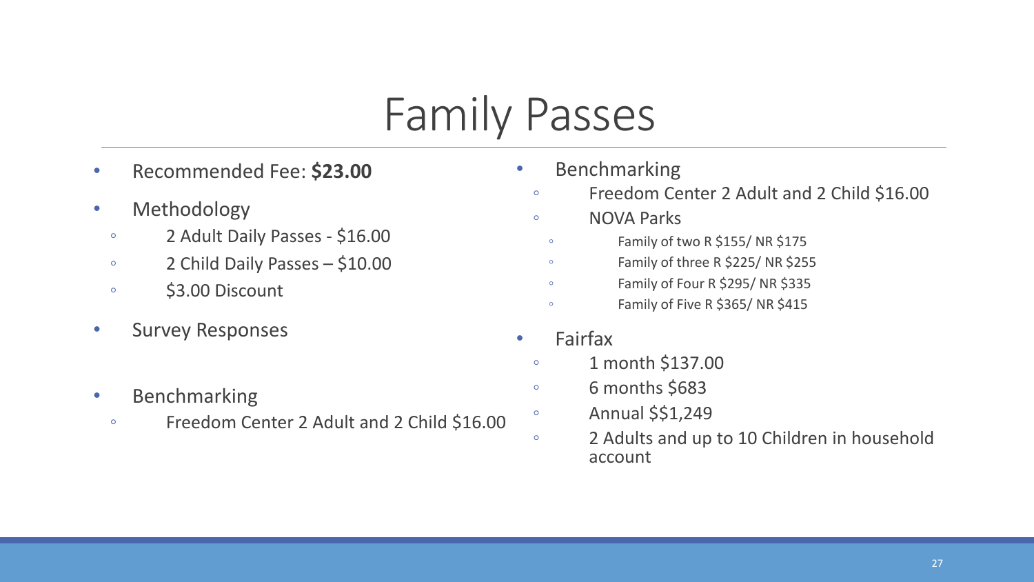# Family Passes

- Recommended Fee: **$23.00**
- Methodology
  - 2 Adult Daily Passes - $16.00
  - 2 Child Daily Passes – $10.00
  - $3.00 Discount
- Survey Responses
- Benchmarking
  - Freedom Center 2 Adult and 2 Child $16.00
- Benchmarking
  - Freedom Center 2 Adult and 2 Child $16.00
  - NOVA Parks
    - Family of two R $155/ NR $175
    - Family of three R $225/ NR $255
    - Family of Four R $295/ NR $335
    - Family of Five R $365/ NR $415
- Fairfax
  - 1 month $137.00
  - 6 months $683
  - Annual $$1,249
  - 2 Adults and up to 10 Children in household account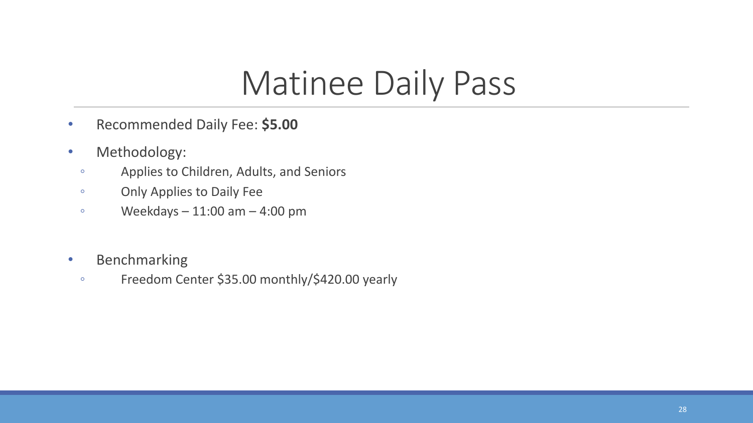# Matinee Daily Pass

- Recommended Daily Fee: **$5.00**
- Methodology:
  - Applies to Children, Adults, and Seniors
  - Only Applies to Daily Fee
  - Weekdays – 11:00 am – 4:00 pm
- Benchmarking
  - Freedom Center $35.00 monthly/$420.00 yearly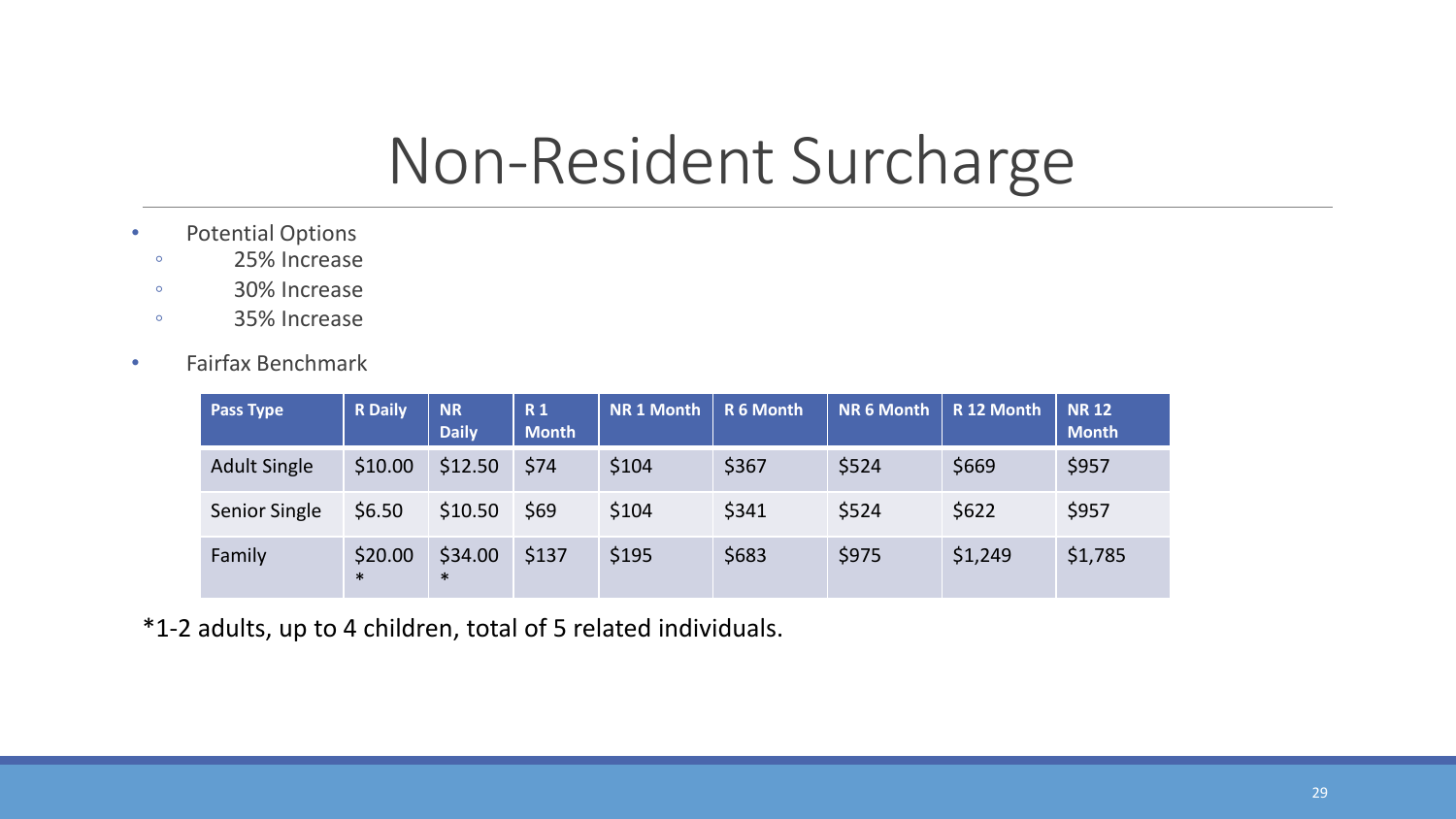# Non-Resident Surcharge

- Potential Options
  - 25% Increase
  - 30% Increase
  - 35% Increase
- Fairfax Benchmark

| Pass Type | R Daily | NR Daily | R 1 Month | NR 1 Month | R 6 Month | NR 6 Month | R 12 Month | NR 12 Month |
|---|---|---|---|---|---|---|---|---|
| Adult Single | $10.00 | $12.50 | $74 | $104 | $367 | $524 | $669 | $957 |
| Senior Single | $6.50 | $10.50 | $69 | $104 | $341 | $524 | $622 | $957 |
| Family | $20.00 * | $34.00 * | $137 | $195 | $683 | $975 | $1,249 | $1,785 |

*1-2 adults, up to 4 children, total of 5 related individuals.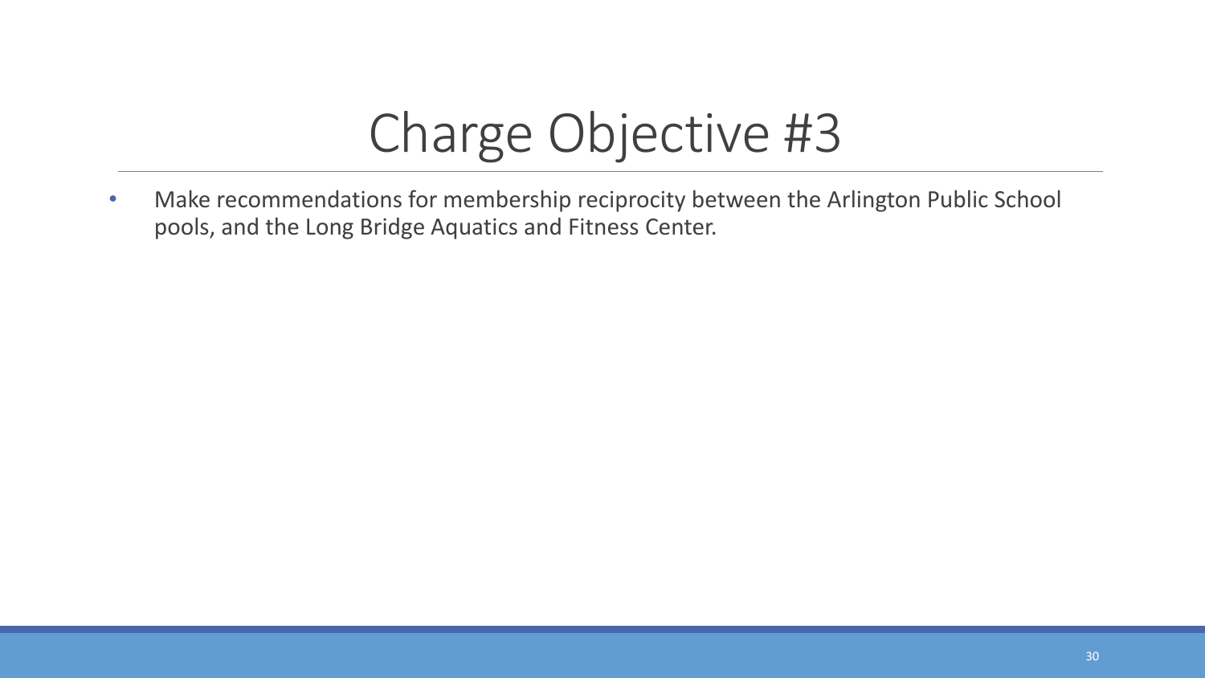# Charge Objective #3

- Make recommendations for membership reciprocity between the Arlington Public School pools, and the Long Bridge Aquatics and Fitness Center.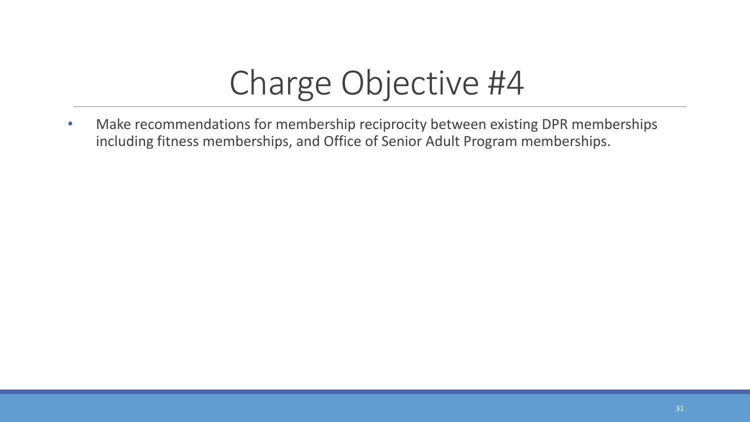# Charge Objective #4

- Make recommendations for membership reciprocity between existing DPR memberships including fitness memberships, and Office of Senior Adult Program memberships.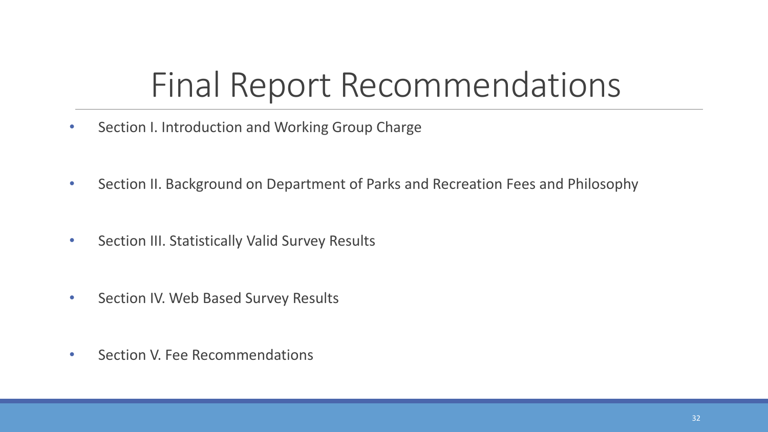# Final Report Recommendations

- Section I. Introduction and Working Group Charge
- Section II. Background on Department of Parks and Recreation Fees and Philosophy
- Section III. Statistically Valid Survey Results
- Section IV. Web Based Survey Results
- Section V. Fee Recommendations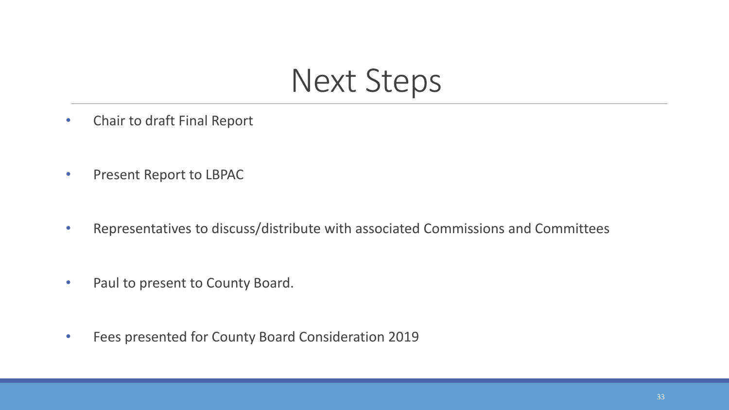# Next Steps

- Chair to draft Final Report
- Present Report to LBPAC
- Representatives to discuss/distribute with associated Commissions and Committees
- Paul to present to County Board.
- Fees presented for County Board Consideration 2019